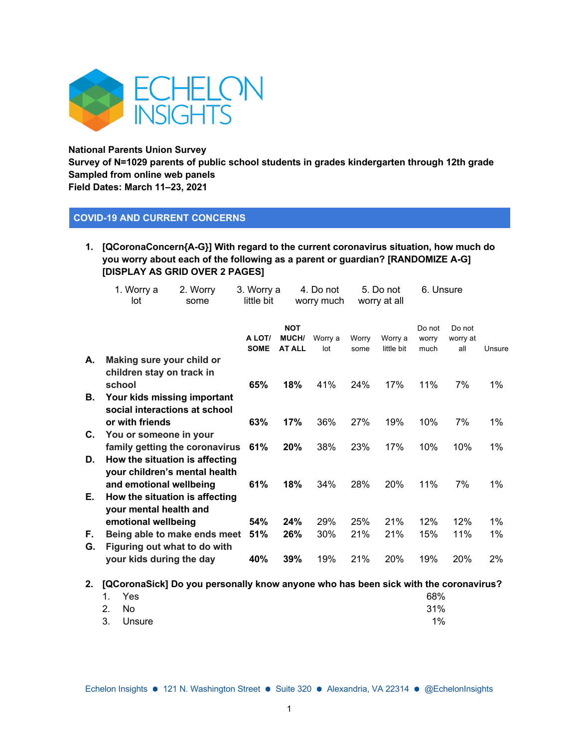**National Parents Union Survey**
**Survey of N=1029 parents of public school students in grades kindergarten through 12th grade**
**Sampled from online web panels**
**Field Dates: March 11–23, 2021**

## COVID-19 AND CURRENT CONCERNS

1. **[QCoronaConcern{A-G}] With regard to the current coronavirus situation, how much do you worry about each of the following as a parent or guardian? [RANDOMIZE A-G] [DISPLAY AS GRID OVER 2 PAGES]**

1. Worry a lot   2. Worry some   3. Worry a little bit   4. Do not worry much   5. Do not worry at all   6. Unsure

| | **A LOT/ SOME** | **NOT MUCH/ AT ALL** | Worry a lot | Worry some | Worry a little bit | Do not worry much | Do not worry at all | Unsure |
|---|---|---|---|---|---|---|---|---|
| **A. Making sure your child or children stay on track in school** | **65%** | **18%** | 41% | 24% | 17% | 11% | 7% | 1% |
| **B. Your kids missing important social interactions at school or with friends** | **63%** | **17%** | 36% | 27% | 19% | 10% | 7% | 1% |
| **C. You or someone in your family getting the coronavirus** | **61%** | **20%** | 38% | 23% | 17% | 10% | 10% | 1% |
| **D. How the situation is affecting your children's mental health and emotional wellbeing** | **61%** | **18%** | 34% | 28% | 20% | 11% | 7% | 1% |
| **E. How the situation is affecting your mental health and emotional wellbeing** | **54%** | **24%** | 29% | 25% | 21% | 12% | 12% | 1% |
| **F. Being able to make ends meet** | **51%** | **26%** | 30% | 21% | 21% | 15% | 11% | 1% |
| **G. Figuring out what to do with your kids during the day** | **40%** | **39%** | 19% | 21% | 20% | 19% | 20% | 2% |

2. **[QCoronaSick] Do you personally know anyone who has been sick with the coronavirus?**

| | |
|---|---|
| 1. Yes | 68% |
| 2. No | 31% |
| 3. Unsure | 1% |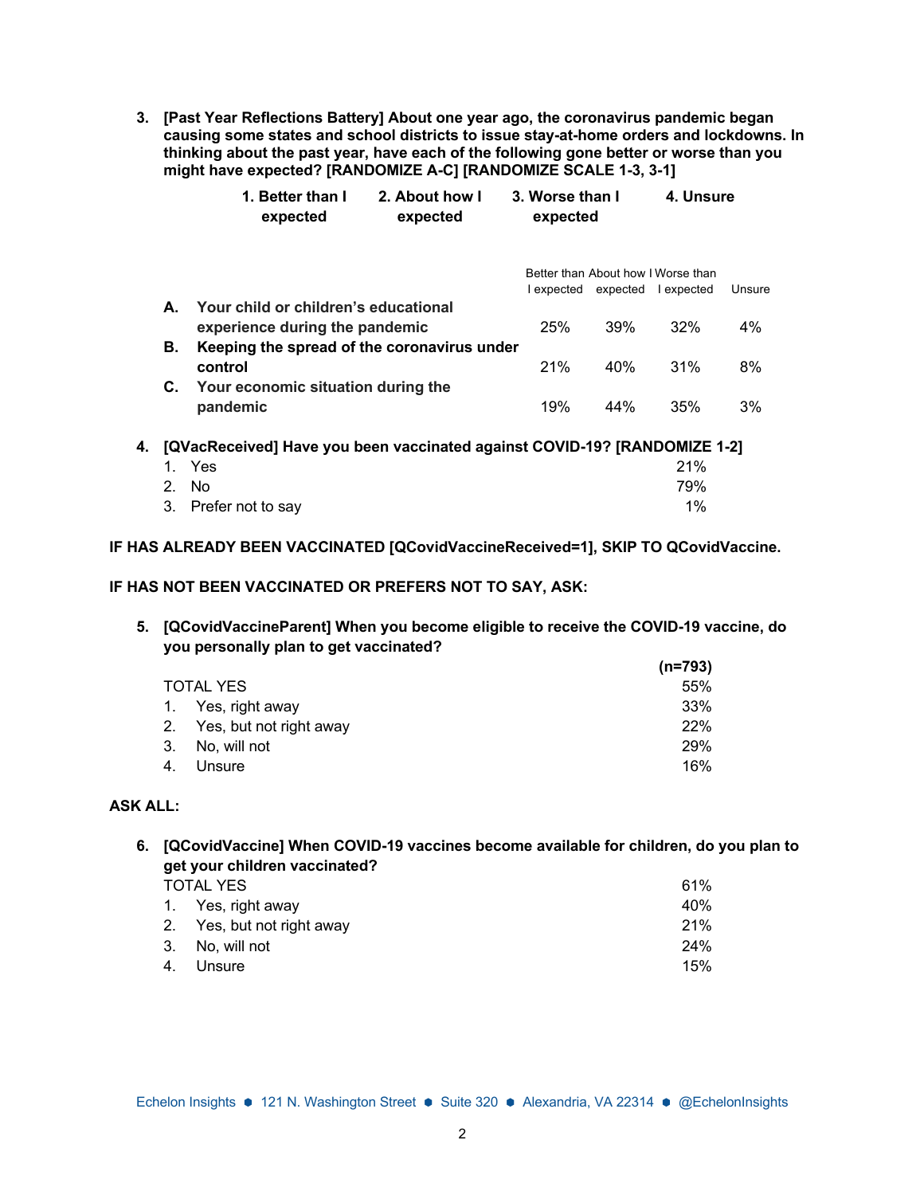3. **[Past Year Reflections Battery] About one year ago, the coronavirus pandemic began causing some states and school districts to issue stay-at-home orders and lockdowns. In thinking about the past year, have each of the following gone better or worse than you might have expected? [RANDOMIZE A-C] [RANDOMIZE SCALE 1-3, 3-1]**

**1. Better than I expected** | **2. About how I expected** | **3. Worse than I expected** | **4. Unsure**

| | | Better than I expected | About how I expected | Worse than I expected | Unsure |
|---|---|---|---|---|---|
| **A.** | **Your child or children's educational experience during the pandemic** | 25% | 39% | 32% | 4% |
| **B.** | **Keeping the spread of the coronavirus under control** | 21% | 40% | 31% | 8% |
| **C.** | **Your economic situation during the pandemic** | 19% | 44% | 35% | 3% |

4. **[QVacReceived] Have you been vaccinated against COVID-19? [RANDOMIZE 1-2]**

| | |
|---|---|
| 1. Yes | 21% |
| 2. No | 79% |
| 3. Prefer not to say | 1% |

**IF HAS ALREADY BEEN VACCINATED [QCovidVaccineReceived=1], SKIP TO QCovidVaccine.**

**IF HAS NOT BEEN VACCINATED OR PREFERS NOT TO SAY, ASK:**

5. **[QCovidVaccineParent] When you become eligible to receive the COVID-19 vaccine, do you personally plan to get vaccinated?**

| | **(n=793)** |
|---|---|
| TOTAL YES | 55% |
| 1. Yes, right away | 33% |
| 2. Yes, but not right away | 22% |
| 3. No, will not | 29% |
| 4. Unsure | 16% |

**ASK ALL:**

6. **[QCovidVaccine] When COVID-19 vaccines become available for children, do you plan to get your children vaccinated?**

| | |
|---|---|
| TOTAL YES | 61% |
| 1. Yes, right away | 40% |
| 2. Yes, but not right away | 21% |
| 3. No, will not | 24% |
| 4. Unsure | 15% |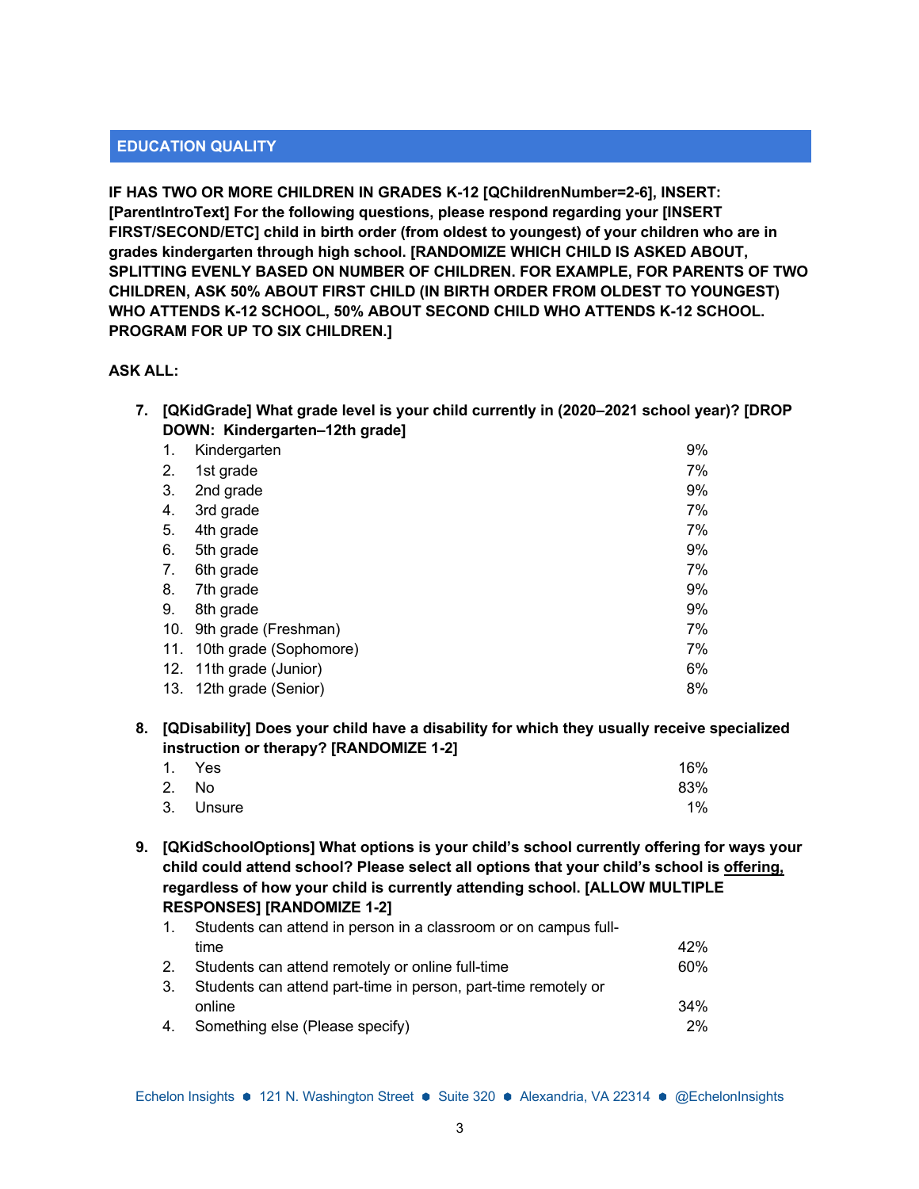## EDUCATION QUALITY

**IF HAS TWO OR MORE CHILDREN IN GRADES K-12 [QChildrenNumber=2-6], INSERT: [ParentIntroText] For the following questions, please respond regarding your [INSERT FIRST/SECOND/ETC] child in birth order (from oldest to youngest) of your children who are in grades kindergarten through high school. [RANDOMIZE WHICH CHILD IS ASKED ABOUT, SPLITTING EVENLY BASED ON NUMBER OF CHILDREN. FOR EXAMPLE, FOR PARENTS OF TWO CHILDREN, ASK 50% ABOUT FIRST CHILD (IN BIRTH ORDER FROM OLDEST TO YOUNGEST) WHO ATTENDS K-12 SCHOOL, 50% ABOUT SECOND CHILD WHO ATTENDS K-12 SCHOOL. PROGRAM FOR UP TO SIX CHILDREN.]**

**ASK ALL:**

7. **[QKidGrade] What grade level is your child currently in (2020–2021 school year)? [DROP DOWN: Kindergarten–12th grade]**

| | | |
|---|---|---|
| 1. | Kindergarten | 9% |
| 2. | 1st grade | 7% |
| 3. | 2nd grade | 9% |
| 4. | 3rd grade | 7% |
| 5. | 4th grade | 7% |
| 6. | 5th grade | 9% |
| 7. | 6th grade | 7% |
| 8. | 7th grade | 9% |
| 9. | 8th grade | 9% |
| 10. | 9th grade (Freshman) | 7% |
| 11. | 10th grade (Sophomore) | 7% |
| 12. | 11th grade (Junior) | 6% |
| 13. | 12th grade (Senior) | 8% |

8. **[QDisability] Does your child have a disability for which they usually receive specialized instruction or therapy? [RANDOMIZE 1-2]**

| | | |
|---|---|---|
| 1. | Yes | 16% |
| 2. | No | 83% |
| 3. | Unsure | 1% |

9. **[QKidSchoolOptions] What options is your child's school currently offering for ways your child could attend school? Please select all options that your child's school is <u>offering,</u> regardless of how your child is currently attending school. [ALLOW MULTIPLE RESPONSES] [RANDOMIZE 1-2]**

| | | |
|---|---|---|
| 1. | Students can attend in person in a classroom or on campus full-time | 42% |
| 2. | Students can attend remotely or online full-time | 60% |
| 3. | Students can attend part-time in person, part-time remotely or online | 34% |
| 4. | Something else (Please specify) | 2% |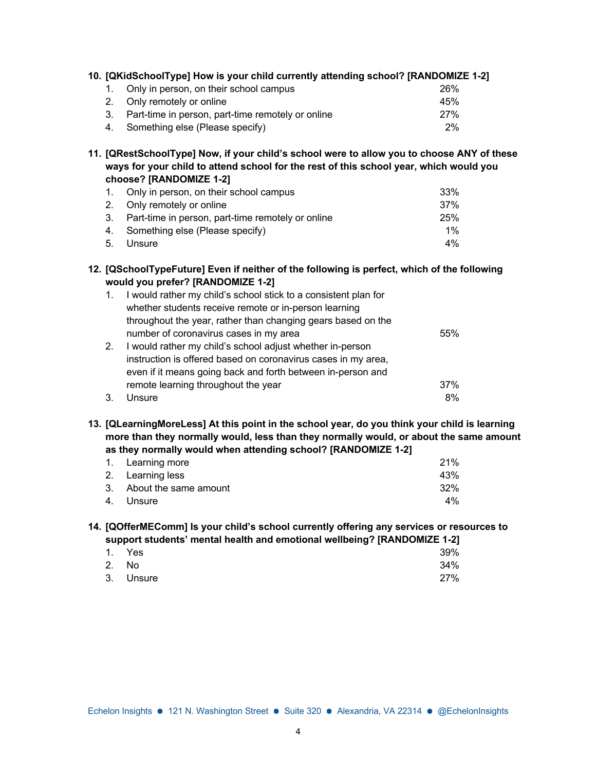**10. [QKidSchoolType] How is your child currently attending school? [RANDOMIZE 1-2]**

| | | |
|---|---|---|
| 1. | Only in person, on their school campus | 26% |
| 2. | Only remotely or online | 45% |
| 3. | Part-time in person, part-time remotely or online | 27% |
| 4. | Something else (Please specify) | 2% |

**11. [QRestSchoolType] Now, if your child's school were to allow you to choose ANY of these ways for your child to attend school for the rest of this school year, which would you choose? [RANDOMIZE 1-2]**

| | | |
|---|---|---|
| 1. | Only in person, on their school campus | 33% |
| 2. | Only remotely or online | 37% |
| 3. | Part-time in person, part-time remotely or online | 25% |
| 4. | Something else (Please specify) | 1% |
| 5. | Unsure | 4% |

**12. [QSchoolTypeFuture] Even if neither of the following is perfect, which of the following would you prefer? [RANDOMIZE 1-2]**

| | | |
|---|---|---|
| 1. | I would rather my child's school stick to a consistent plan for whether students receive remote or in-person learning throughout the year, rather than changing gears based on the number of coronavirus cases in my area | 55% |
| 2. | I would rather my child's school adjust whether in-person instruction is offered based on coronavirus cases in my area, even if it means going back and forth between in-person and remote learning throughout the year | 37% |
| 3. | Unsure | 8% |

**13. [QLearningMoreLess] At this point in the school year, do you think your child is learning more than they normally would, less than they normally would, or about the same amount as they normally would when attending school? [RANDOMIZE 1-2]**

| | | |
|---|---|---|
| 1. | Learning more | 21% |
| 2. | Learning less | 43% |
| 3. | About the same amount | 32% |
| 4. | Unsure | 4% |

**14. [QOfferMEComm] Is your child's school currently offering any services or resources to support students' mental health and emotional wellbeing? [RANDOMIZE 1-2]**

| | | |
|---|---|---|
| 1. | Yes | 39% |
| 2. | No | 34% |
| 3. | Unsure | 27% |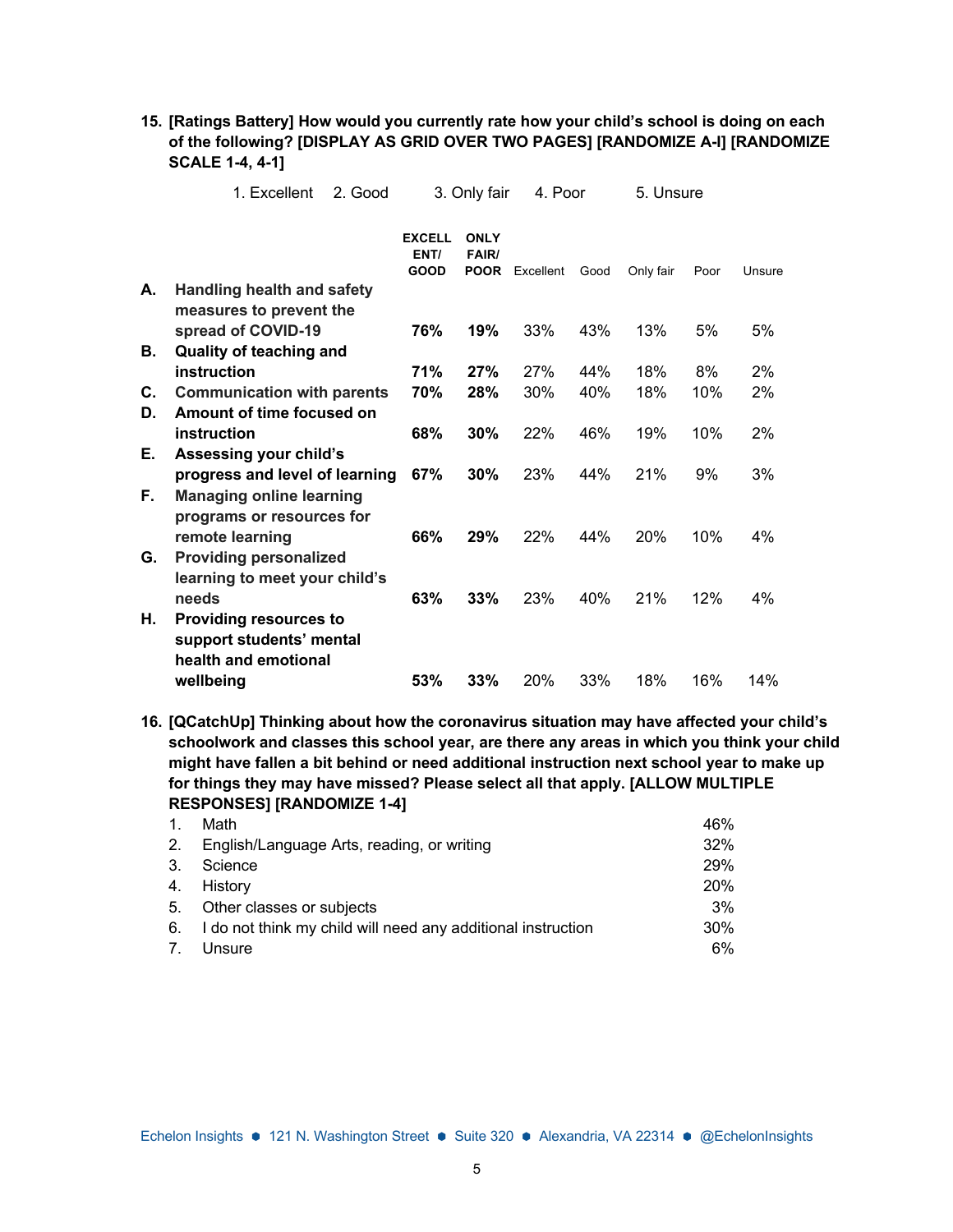**15. [Ratings Battery] How would you currently rate how your child's school is doing on each of the following? [DISPLAY AS GRID OVER TWO PAGES] [RANDOMIZE A-I] [RANDOMIZE SCALE 1-4, 4-1]**

1. Excellent 2. Good 3. Only fair 4. Poor 5. Unsure

| | | EXCELLENT/ GOOD | ONLY FAIR/ POOR | Excellent | Good | Only fair | Poor | Unsure |
|---|---|---|---|---|---|---|---|---|
| A. | **Handling health and safety measures to prevent the spread of COVID-19** | **76%** | **19%** | 33% | 43% | 13% | 5% | 5% |
| B. | **Quality of teaching and instruction** | **71%** | **27%** | 27% | 44% | 18% | 8% | 2% |
| C. | **Communication with parents** | **70%** | **28%** | 30% | 40% | 18% | 10% | 2% |
| D. | **Amount of time focused on instruction** | **68%** | **30%** | 22% | 46% | 19% | 10% | 2% |
| E. | **Assessing your child's progress and level of learning** | **67%** | **30%** | 23% | 44% | 21% | 9% | 3% |
| F. | **Managing online learning programs or resources for remote learning** | **66%** | **29%** | 22% | 44% | 20% | 10% | 4% |
| G. | **Providing personalized learning to meet your child's needs** | **63%** | **33%** | 23% | 40% | 21% | 12% | 4% |
| H. | **Providing resources to support students' mental health and emotional wellbeing** | **53%** | **33%** | 20% | 33% | 18% | 16% | 14% |

**16. [QCatchUp] Thinking about how the coronavirus situation may have affected your child's schoolwork and classes this school year, are there any areas in which you think your child might have fallen a bit behind or need additional instruction next school year to make up for things they may have missed? Please select all that apply. [ALLOW MULTIPLE RESPONSES] [RANDOMIZE 1-4]**

| | | |
|---|---|---|
| 1. | Math | 46% |
| 2. | English/Language Arts, reading, or writing | 32% |
| 3. | Science | 29% |
| 4. | History | 20% |
| 5. | Other classes or subjects | 3% |
| 6. | I do not think my child will need any additional instruction | 30% |
| 7. | Unsure | 6% |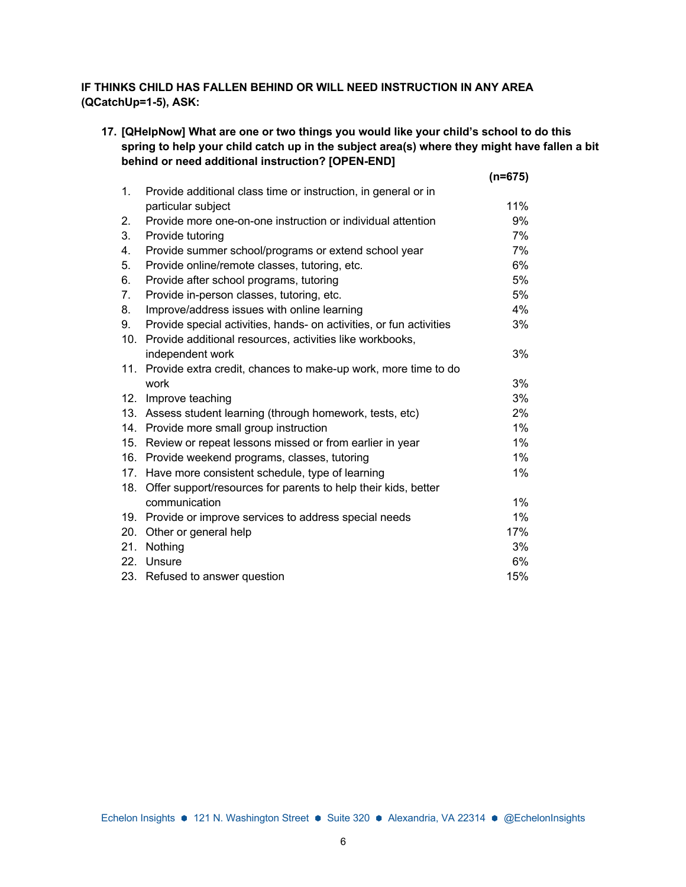**IF THINKS CHILD HAS FALLEN BEHIND OR WILL NEED INSTRUCTION IN ANY AREA (QCatchUp=1-5), ASK:**

**17. [QHelpNow] What are one or two things you would like your child's school to do this spring to help your child catch up in the subject area(s) where they might have fallen a bit behind or need additional instruction? [OPEN-END]**

| | | **(n=675)** |
|---|---|---|
| 1. | Provide additional class time or instruction, in general or in particular subject | 11% |
| 2. | Provide more one-on-one instruction or individual attention | 9% |
| 3. | Provide tutoring | 7% |
| 4. | Provide summer school/programs or extend school year | 7% |
| 5. | Provide online/remote classes, tutoring, etc. | 6% |
| 6. | Provide after school programs, tutoring | 5% |
| 7. | Provide in-person classes, tutoring, etc. | 5% |
| 8. | Improve/address issues with online learning | 4% |
| 9. | Provide special activities, hands- on activities, or fun activities | 3% |
| 10. | Provide additional resources, activities like workbooks, independent work | 3% |
| 11. | Provide extra credit, chances to make-up work, more time to do work | 3% |
| 12. | Improve teaching | 3% |
| 13. | Assess student learning (through homework, tests, etc) | 2% |
| 14. | Provide more small group instruction | 1% |
| 15. | Review or repeat lessons missed or from earlier in year | 1% |
| 16. | Provide weekend programs, classes, tutoring | 1% |
| 17. | Have more consistent schedule, type of learning | 1% |
| 18. | Offer support/resources for parents to help their kids, better communication | 1% |
| 19. | Provide or improve services to address special needs | 1% |
| 20. | Other or general help | 17% |
| 21. | Nothing | 3% |
| 22. | Unsure | 6% |
| 23. | Refused to answer question | 15% |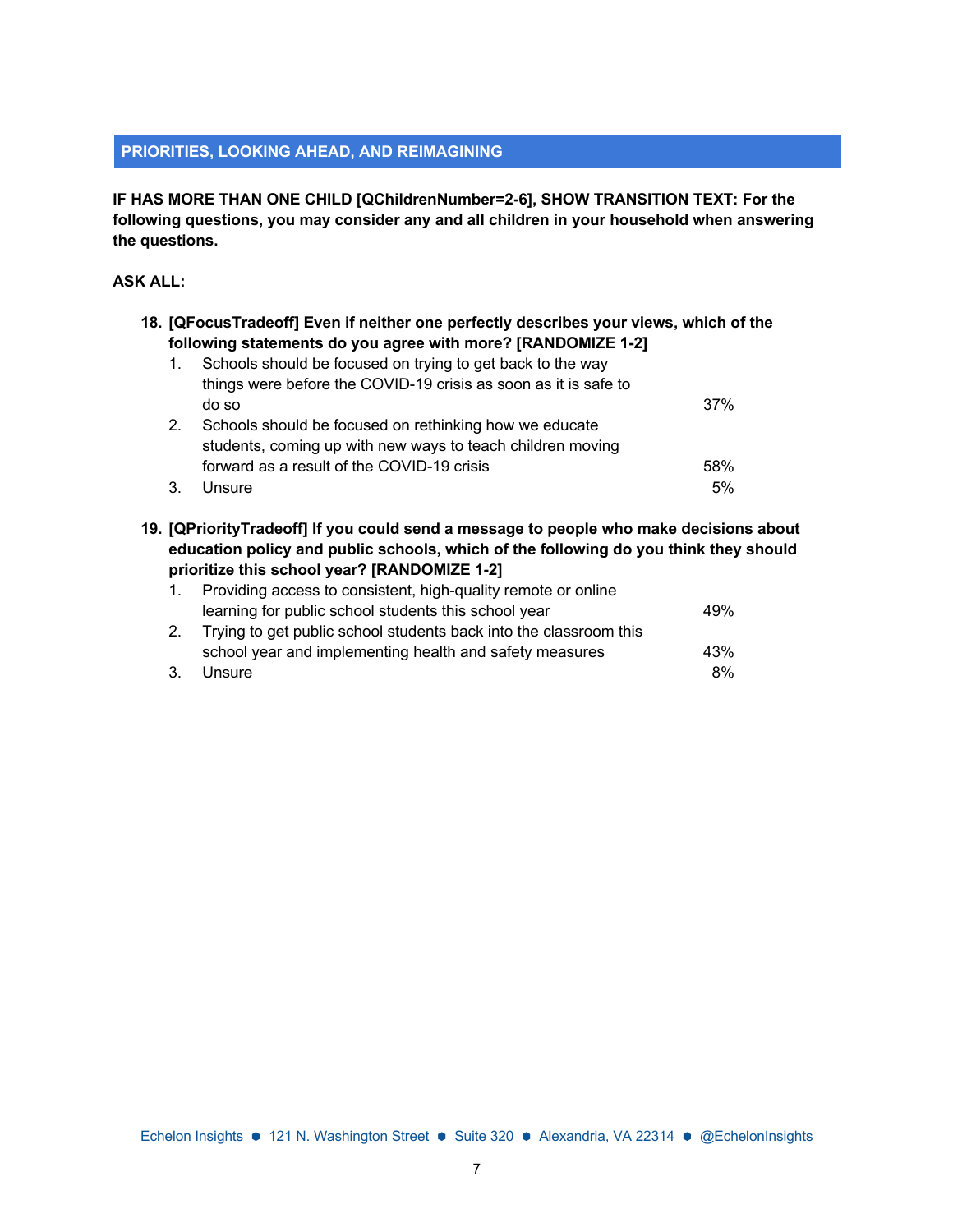## PRIORITIES, LOOKING AHEAD, AND REIMAGINING

**IF HAS MORE THAN ONE CHILD [QChildrenNumber=2-6], SHOW TRANSITION TEXT: For the following questions, you may consider any and all children in your household when answering the questions.**

**ASK ALL:**

**18. [QFocusTradeoff] Even if neither one perfectly describes your views, which of the following statements do you agree with more? [RANDOMIZE 1-2]**

| | | |
|---|---|---|
| 1. | Schools should be focused on trying to get back to the way things were before the COVID-19 crisis as soon as it is safe to do so | 37% |
| 2. | Schools should be focused on rethinking how we educate students, coming up with new ways to teach children moving forward as a result of the COVID-19 crisis | 58% |
| 3. | Unsure | 5% |

**19. [QPriorityTradeoff] If you could send a message to people who make decisions about education policy and public schools, which of the following do you think they should prioritize this school year? [RANDOMIZE 1-2]**

| | | |
|---|---|---|
| 1. | Providing access to consistent, high-quality remote or online learning for public school students this school year | 49% |
| 2. | Trying to get public school students back into the classroom this school year and implementing health and safety measures | 43% |
| 3. | Unsure | 8% |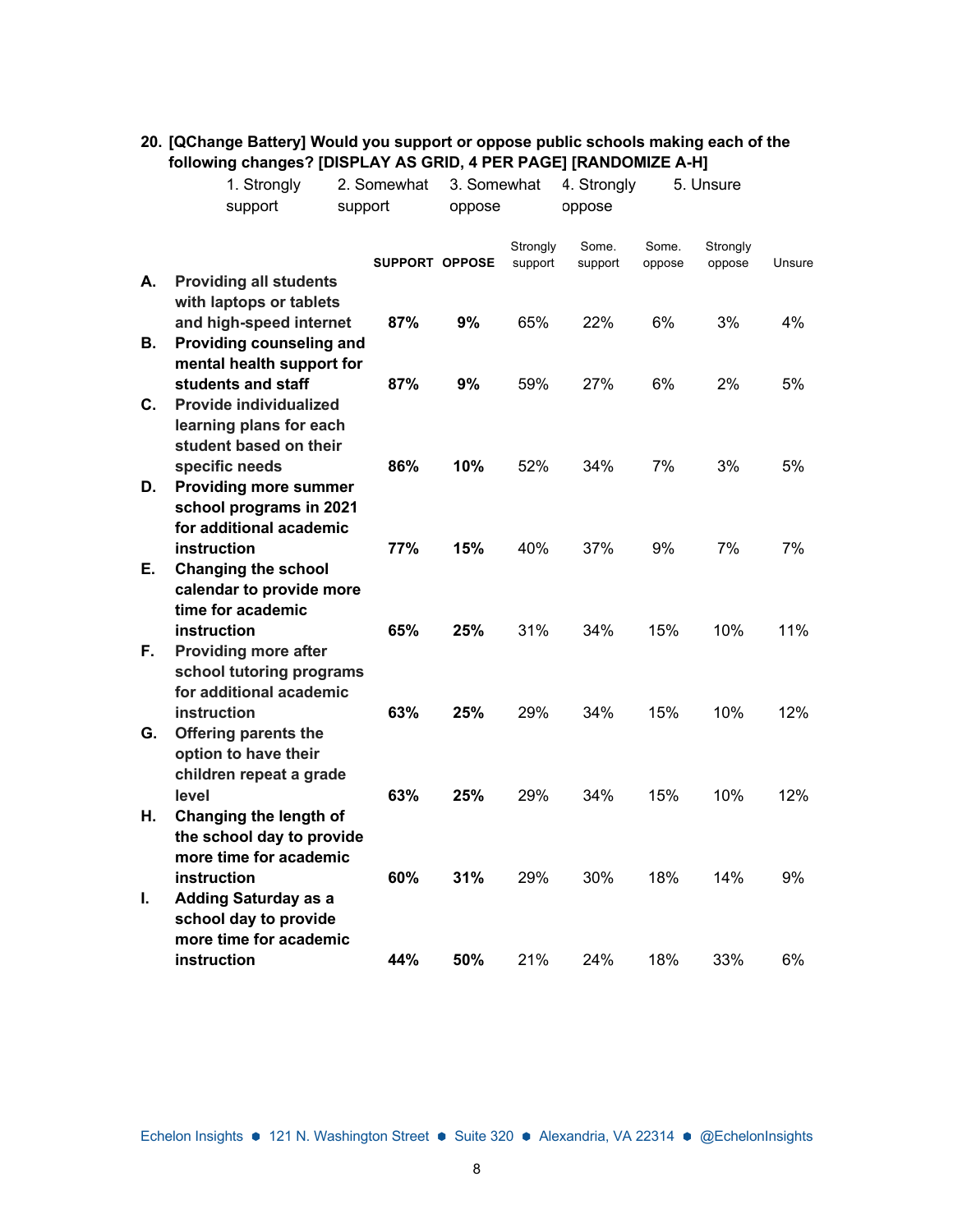**20. [QChange Battery] Would you support or oppose public schools making each of the following changes? [DISPLAY AS GRID, 4 PER PAGE] [RANDOMIZE A-H]**

1. Strongly support
2. Somewhat support
3. Somewhat oppose
4. Strongly oppose
5. Unsure

| | | SUPPORT | OPPOSE | Strongly support | Some. support | Some. oppose | Strongly oppose | Unsure |
|---|---|---|---|---|---|---|---|---|
| **A.** | **Providing all students with laptops or tablets and high-speed internet** | **87%** | **9%** | 65% | 22% | 6% | 3% | 4% |
| **B.** | **Providing counseling and mental health support for students and staff** | **87%** | **9%** | 59% | 27% | 6% | 2% | 5% |
| **C.** | **Provide individualized learning plans for each student based on their specific needs** | **86%** | **10%** | 52% | 34% | 7% | 3% | 5% |
| **D.** | **Providing more summer school programs in 2021 for additional academic instruction** | **77%** | **15%** | 40% | 37% | 9% | 7% | 7% |
| **E.** | **Changing the school calendar to provide more time for academic instruction** | **65%** | **25%** | 31% | 34% | 15% | 10% | 11% |
| **F.** | **Providing more after school tutoring programs for additional academic instruction** | **63%** | **25%** | 29% | 34% | 15% | 10% | 12% |
| **G.** | **Offering parents the option to have their children repeat a grade level** | **63%** | **25%** | 29% | 34% | 15% | 10% | 12% |
| **H.** | **Changing the length of the school day to provide more time for academic instruction** | **60%** | **31%** | 29% | 30% | 18% | 14% | 9% |
| **I.** | **Adding Saturday as a school day to provide more time for academic instruction** | **44%** | **50%** | 21% | 24% | 18% | 33% | 6% |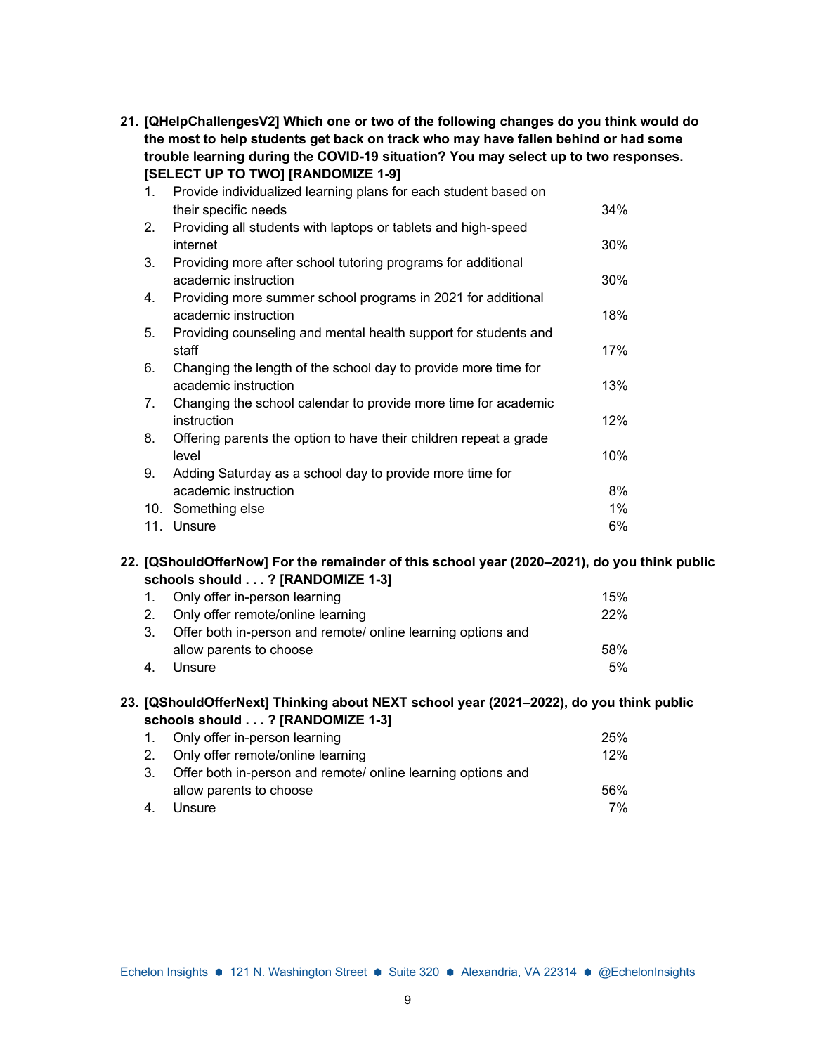**21. [QHelpChallengesV2] Which one or two of the following changes do you think would do the most to help students get back on track who may have fallen behind or had some trouble learning during the COVID-19 situation? You may select up to two responses. [SELECT UP TO TWO] [RANDOMIZE 1-9]**

| | | |
|---|---|---|
| 1. | Provide individualized learning plans for each student based on their specific needs | 34% |
| 2. | Providing all students with laptops or tablets and high-speed internet | 30% |
| 3. | Providing more after school tutoring programs for additional academic instruction | 30% |
| 4. | Providing more summer school programs in 2021 for additional academic instruction | 18% |
| 5. | Providing counseling and mental health support for students and staff | 17% |
| 6. | Changing the length of the school day to provide more time for academic instruction | 13% |
| 7. | Changing the school calendar to provide more time for academic instruction | 12% |
| 8. | Offering parents the option to have their children repeat a grade level | 10% |
| 9. | Adding Saturday as a school day to provide more time for academic instruction | 8% |
| 10. | Something else | 1% |
| 11. | Unsure | 6% |

**22. [QShouldOfferNow] For the remainder of this school year (2020–2021), do you think public schools should . . . ? [RANDOMIZE 1-3]**

| | | |
|---|---|---|
| 1. | Only offer in-person learning | 15% |
| 2. | Only offer remote/online learning | 22% |
| 3. | Offer both in-person and remote/ online learning options and allow parents to choose | 58% |
| 4. | Unsure | 5% |

**23. [QShouldOfferNext] Thinking about NEXT school year (2021–2022), do you think public schools should . . . ? [RANDOMIZE 1-3]**

| | | |
|---|---|---|
| 1. | Only offer in-person learning | 25% |
| 2. | Only offer remote/online learning | 12% |
| 3. | Offer both in-person and remote/ online learning options and allow parents to choose | 56% |
| 4. | Unsure | 7% |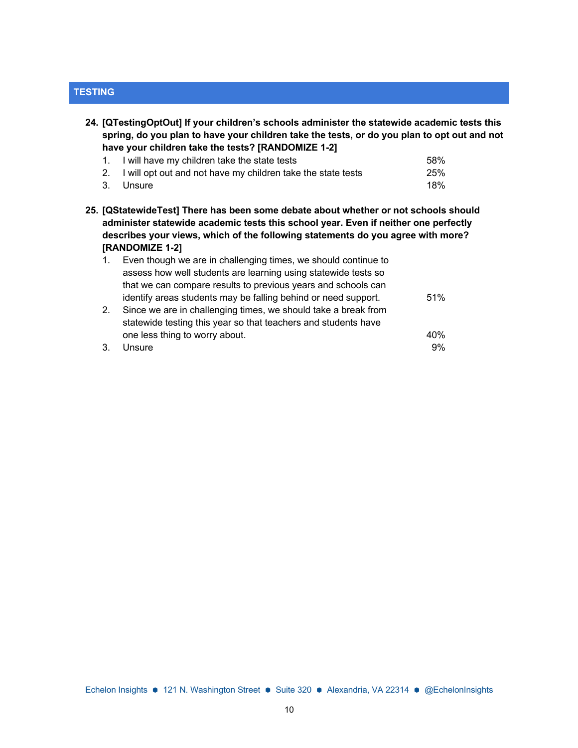## TESTING

**24. [QTestingOptOut] If your children's schools administer the statewide academic tests this spring, do you plan to have your children take the tests, or do you plan to opt out and not have your children take the tests? [RANDOMIZE 1-2]**

| | | |
|---|---|---|
| 1. | I will have my children take the state tests | 58% |
| 2. | I will opt out and not have my children take the state tests | 25% |
| 3. | Unsure | 18% |

**25. [QStatewideTest] There has been some debate about whether or not schools should administer statewide academic tests this school year. Even if neither one perfectly describes your views, which of the following statements do you agree with more? [RANDOMIZE 1-2]**

| | | |
|---|---|---|
| 1. | Even though we are in challenging times, we should continue to assess how well students are learning using statewide tests so that we can compare results to previous years and schools can identify areas students may be falling behind or need support. | 51% |
| 2. | Since we are in challenging times, we should take a break from statewide testing this year so that teachers and students have one less thing to worry about. | 40% |
| 3. | Unsure | 9% |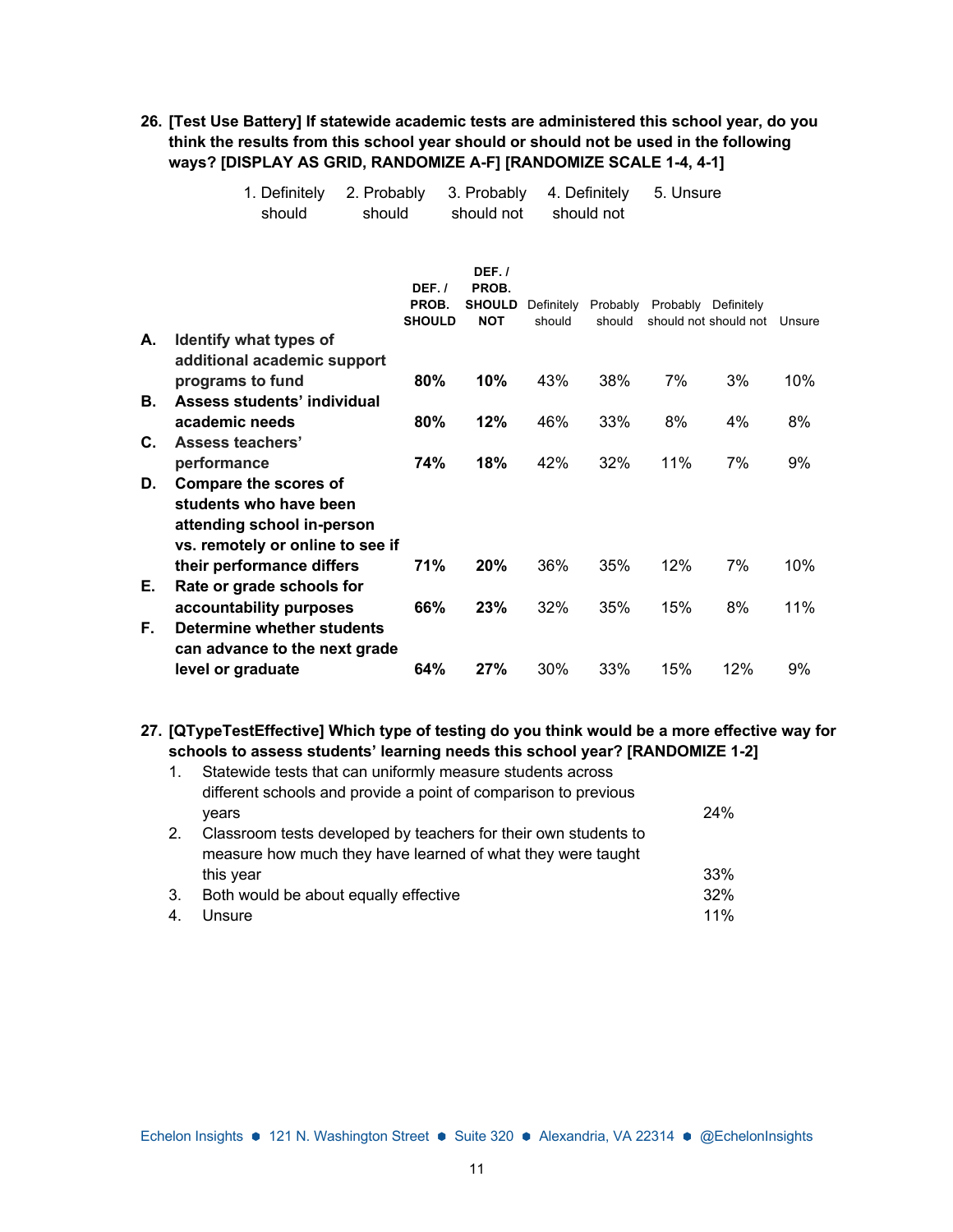**26. [Test Use Battery] If statewide academic tests are administered this school year, do you think the results from this school year should or should not be used in the following ways? [DISPLAY AS GRID, RANDOMIZE A-F] [RANDOMIZE SCALE 1-4, 4-1]**

1. Definitely should 2. Probably should 3. Probably should not 4. Definitely should not 5. Unsure

| | | DEF. / PROB. SHOULD | DEF. / PROB. SHOULD NOT | Definitely should | Probably should | Probably should not | Definitely should not | Unsure |
|---|---|---|---|---|---|---|---|---|
| **A.** | **Identify what types of additional academic support programs to fund** | **80%** | **10%** | 43% | 38% | 7% | 3% | 10% |
| **B.** | **Assess students' individual academic needs** | **80%** | **12%** | 46% | 33% | 8% | 4% | 8% |
| **C.** | **Assess teachers' performance** | **74%** | **18%** | 42% | 32% | 11% | 7% | 9% |
| **D.** | **Compare the scores of students who have been attending school in-person vs. remotely or online to see if their performance differs** | **71%** | **20%** | 36% | 35% | 12% | 7% | 10% |
| **E.** | **Rate or grade schools for accountability purposes** | **66%** | **23%** | 32% | 35% | 15% | 8% | 11% |
| **F.** | **Determine whether students can advance to the next grade level or graduate** | **64%** | **27%** | 30% | 33% | 15% | 12% | 9% |

**27. [QTypeTestEffective] Which type of testing do you think would be a more effective way for schools to assess students' learning needs this school year? [RANDOMIZE 1-2]**

| | | |
|---|---|---|
| 1. | Statewide tests that can uniformly measure students across different schools and provide a point of comparison to previous years | 24% |
| 2. | Classroom tests developed by teachers for their own students to measure how much they have learned of what they were taught this year | 33% |
| 3. | Both would be about equally effective | 32% |
| 4. | Unsure | 11% |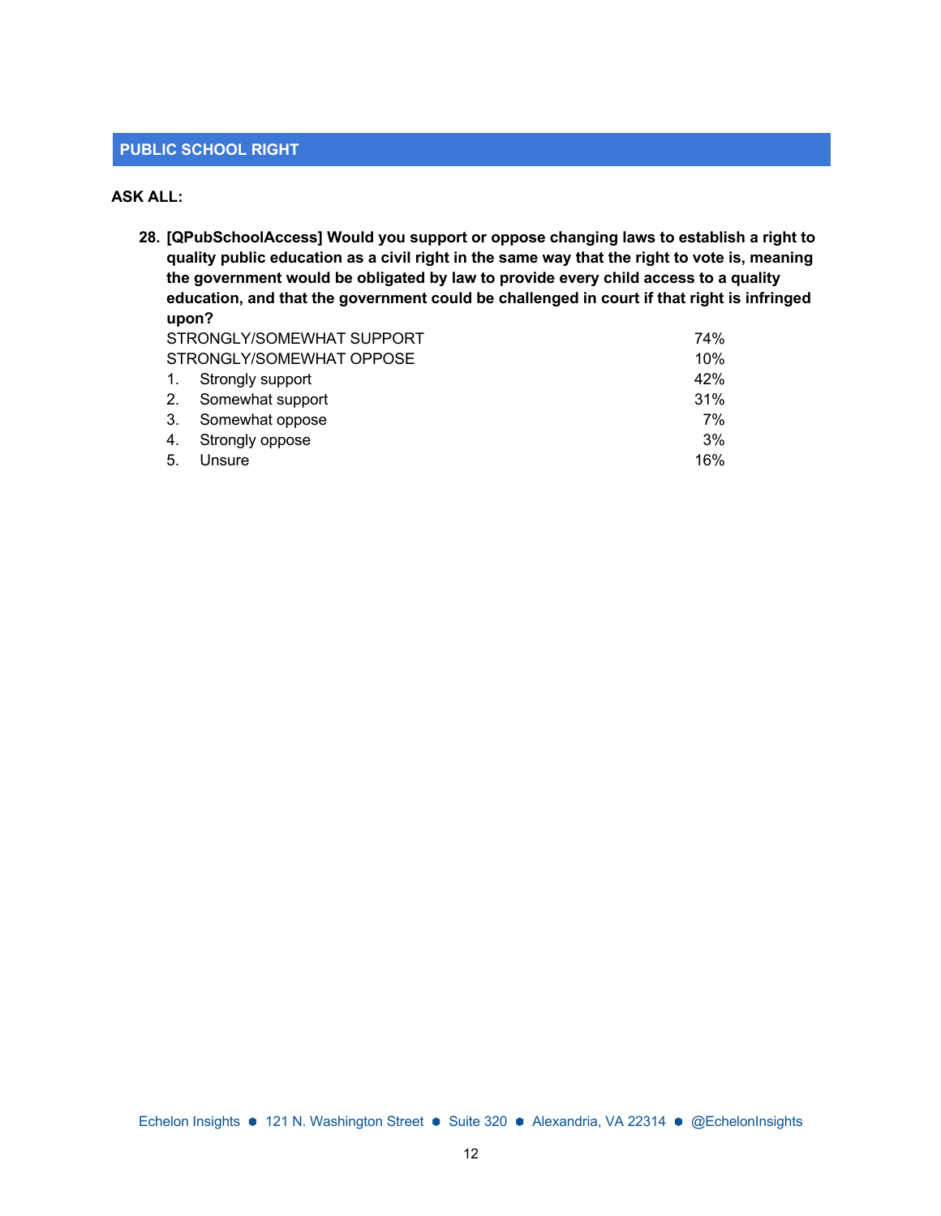## PUBLIC SCHOOL RIGHT

**ASK ALL:**

**28. [QPubSchoolAccess] Would you support or oppose changing laws to establish a right to quality public education as a civil right in the same way that the right to vote is, meaning the government would be obligated by law to provide every child access to a quality education, and that the government could be challenged in court if that right is infringed upon?**

| | |
|---|---|
| STRONGLY/SOMEWHAT SUPPORT | 74% |
| STRONGLY/SOMEWHAT OPPOSE | 10% |
| 1. Strongly support | 42% |
| 2. Somewhat support | 31% |
| 3. Somewhat oppose | 7% |
| 4. Strongly oppose | 3% |
| 5. Unsure | 16% |

Echelon Insights ● 121 N. Washington Street ● Suite 320 ● Alexandria, VA 22314 ● @EchelonInsights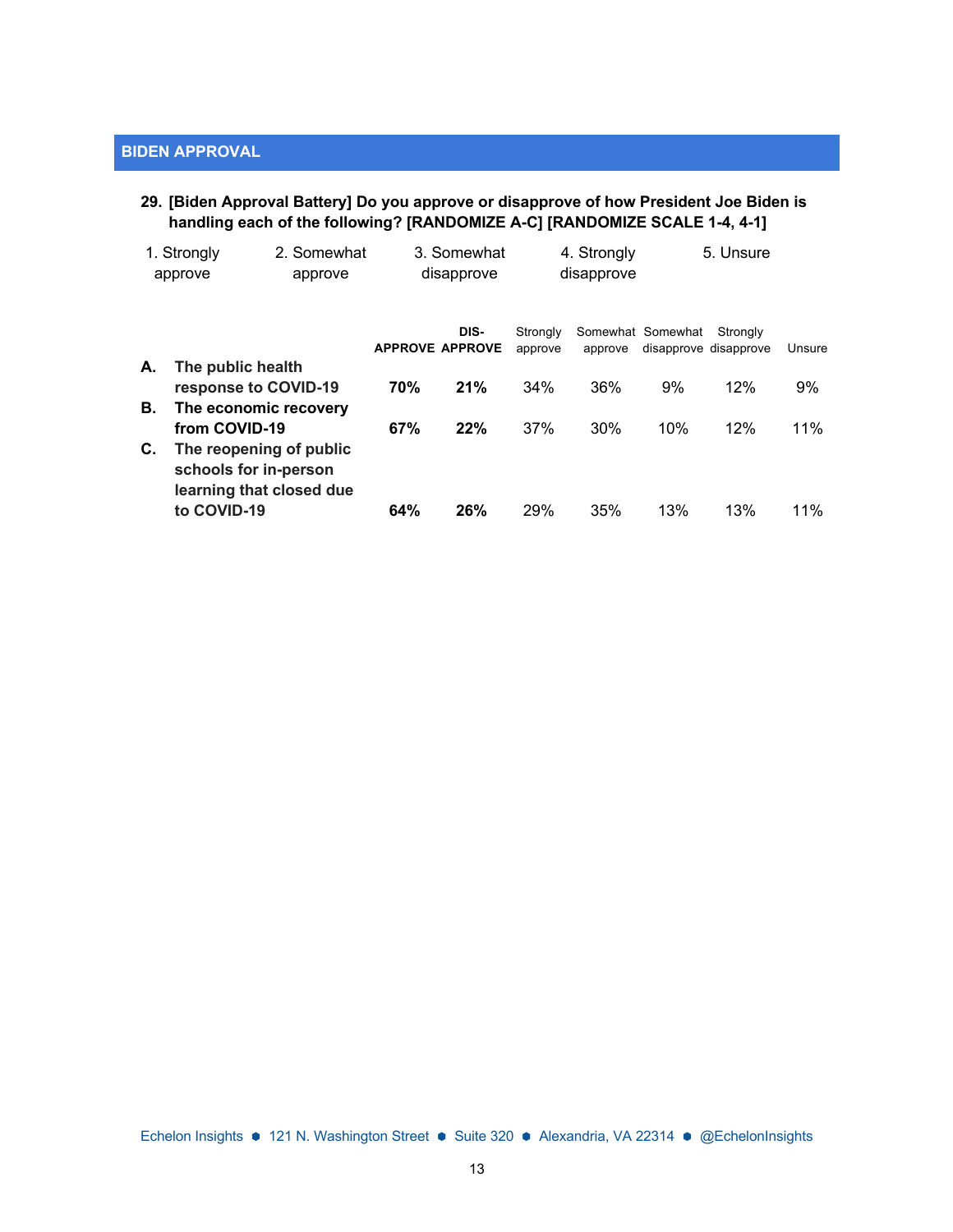## BIDEN APPROVAL

**29. [Biden Approval Battery] Do you approve or disapprove of how President Joe Biden is handling each of the following? [RANDOMIZE A-C] [RANDOMIZE SCALE 1-4, 4-1]**

1. Strongly approve
2. Somewhat approve
3. Somewhat disapprove
4. Strongly disapprove
5. Unsure

| | | APPROVE | DIS-APPROVE | Strongly approve | Somewhat approve | Somewhat disapprove | Strongly disapprove | Unsure |
|---|---|---|---|---|---|---|---|---|
| **A.** | **The public health response to COVID-19** | **70%** | **21%** | 34% | 36% | 9% | 12% | 9% |
| **B.** | **The economic recovery from COVID-19** | **67%** | **22%** | 37% | 30% | 10% | 12% | 11% |
| **C.** | **The reopening of public schools for in-person learning that closed due to COVID-19** | **64%** | **26%** | 29% | 35% | 13% | 13% | 11% |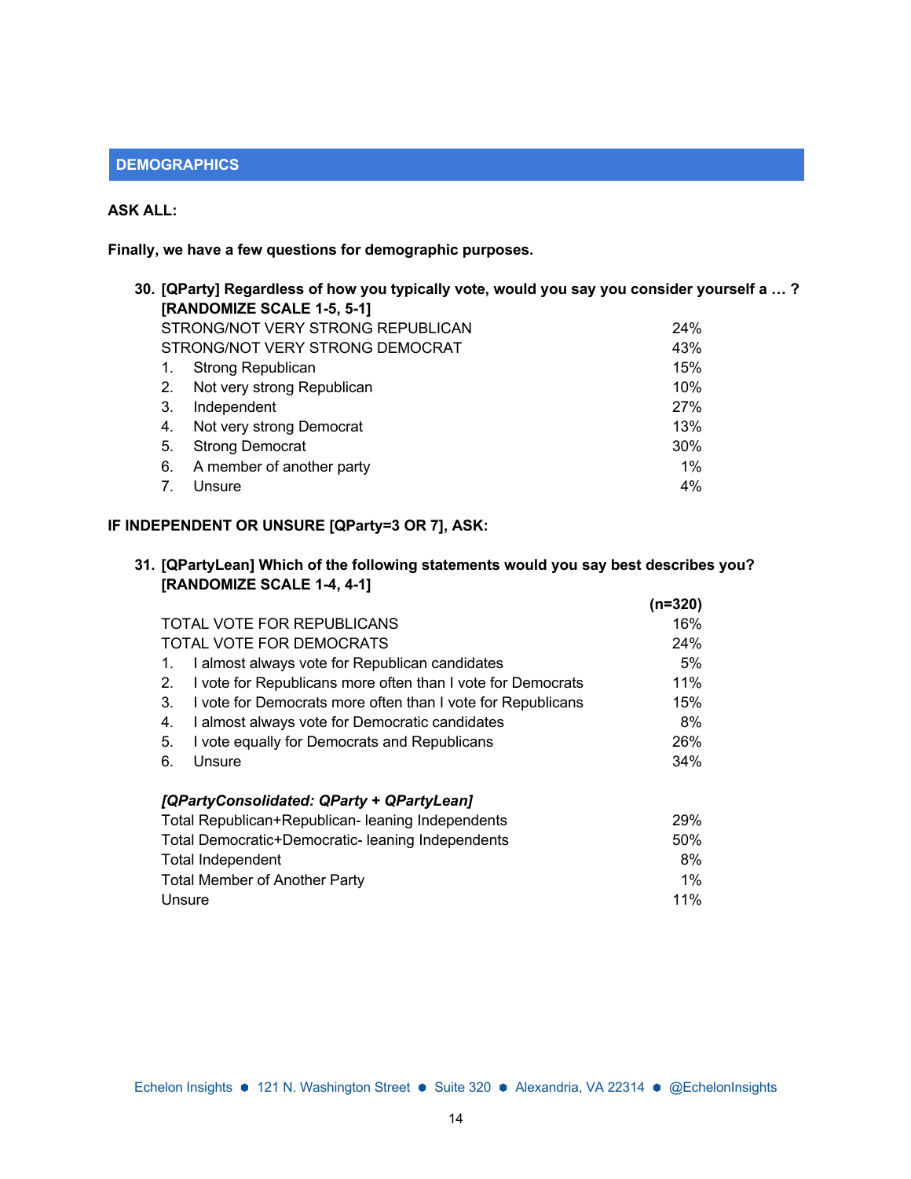## DEMOGRAPHICS

**ASK ALL:**

**Finally, we have a few questions for demographic purposes.**

**30. [QParty] Regardless of how you typically vote, would you say you consider yourself a … ? [RANDOMIZE SCALE 1-5, 5-1]**

| | |
|---|---|
| STRONG/NOT VERY STRONG REPUBLICAN | 24% |
| STRONG/NOT VERY STRONG DEMOCRAT | 43% |
| 1. Strong Republican | 15% |
| 2. Not very strong Republican | 10% |
| 3. Independent | 27% |
| 4. Not very strong Democrat | 13% |
| 5. Strong Democrat | 30% |
| 6. A member of another party | 1% |
| 7. Unsure | 4% |

**IF INDEPENDENT OR UNSURE [QParty=3 OR 7], ASK:**

**31. [QPartyLean] Which of the following statements would you say best describes you? [RANDOMIZE SCALE 1-4, 4-1]**

| | (n=320) |
|---|---|
| TOTAL VOTE FOR REPUBLICANS | 16% |
| TOTAL VOTE FOR DEMOCRATS | 24% |
| 1. I almost always vote for Republican candidates | 5% |
| 2. I vote for Republicans more often than I vote for Democrats | 11% |
| 3. I vote for Democrats more often than I vote for Republicans | 15% |
| 4. I almost always vote for Democratic candidates | 8% |
| 5. I vote equally for Democrats and Republicans | 26% |
| 6. Unsure | 34% |

***[QPartyConsolidated: QParty + QPartyLean]***

| | |
|---|---|
| Total Republican+Republican- leaning Independents | 29% |
| Total Democratic+Democratic- leaning Independents | 50% |
| Total Independent | 8% |
| Total Member of Another Party | 1% |
| Unsure | 11% |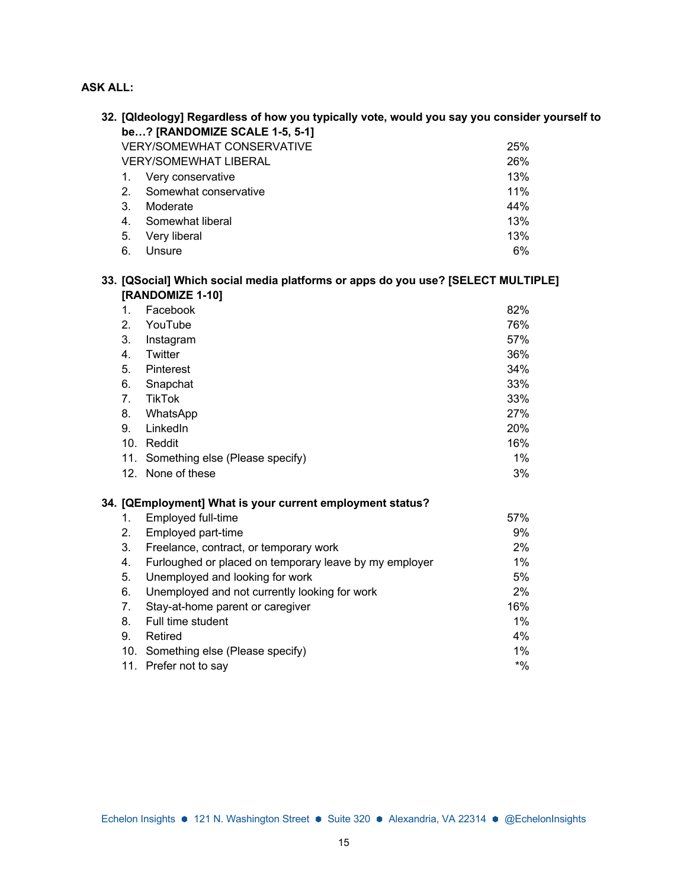**ASK ALL:**

**32. [QIdeology] Regardless of how you typically vote, would you say you consider yourself to be…? [RANDOMIZE SCALE 1-5, 5-1]**

| | |
|---|---|
| VERY/SOMEWHAT CONSERVATIVE | 25% |
| VERY/SOMEWHAT LIBERAL | 26% |
| 1. Very conservative | 13% |
| 2. Somewhat conservative | 11% |
| 3. Moderate | 44% |
| 4. Somewhat liberal | 13% |
| 5. Very liberal | 13% |
| 6. Unsure | 6% |

**33. [QSocial] Which social media platforms or apps do you use? [SELECT MULTIPLE] [RANDOMIZE 1-10]**

| | |
|---|---|
| 1. Facebook | 82% |
| 2. YouTube | 76% |
| 3. Instagram | 57% |
| 4. Twitter | 36% |
| 5. Pinterest | 34% |
| 6. Snapchat | 33% |
| 7. TikTok | 33% |
| 8. WhatsApp | 27% |
| 9. LinkedIn | 20% |
| 10. Reddit | 16% |
| 11. Something else (Please specify) | 1% |
| 12. None of these | 3% |

**34. [QEmployment] What is your current employment status?**

| | |
|---|---|
| 1. Employed full-time | 57% |
| 2. Employed part-time | 9% |
| 3. Freelance, contract, or temporary work | 2% |
| 4. Furloughed or placed on temporary leave by my employer | 1% |
| 5. Unemployed and looking for work | 5% |
| 6. Unemployed and not currently looking for work | 2% |
| 7. Stay-at-home parent or caregiver | 16% |
| 8. Full time student | 1% |
| 9. Retired | 4% |
| 10. Something else (Please specify) | 1% |
| 11. Prefer not to say | *% |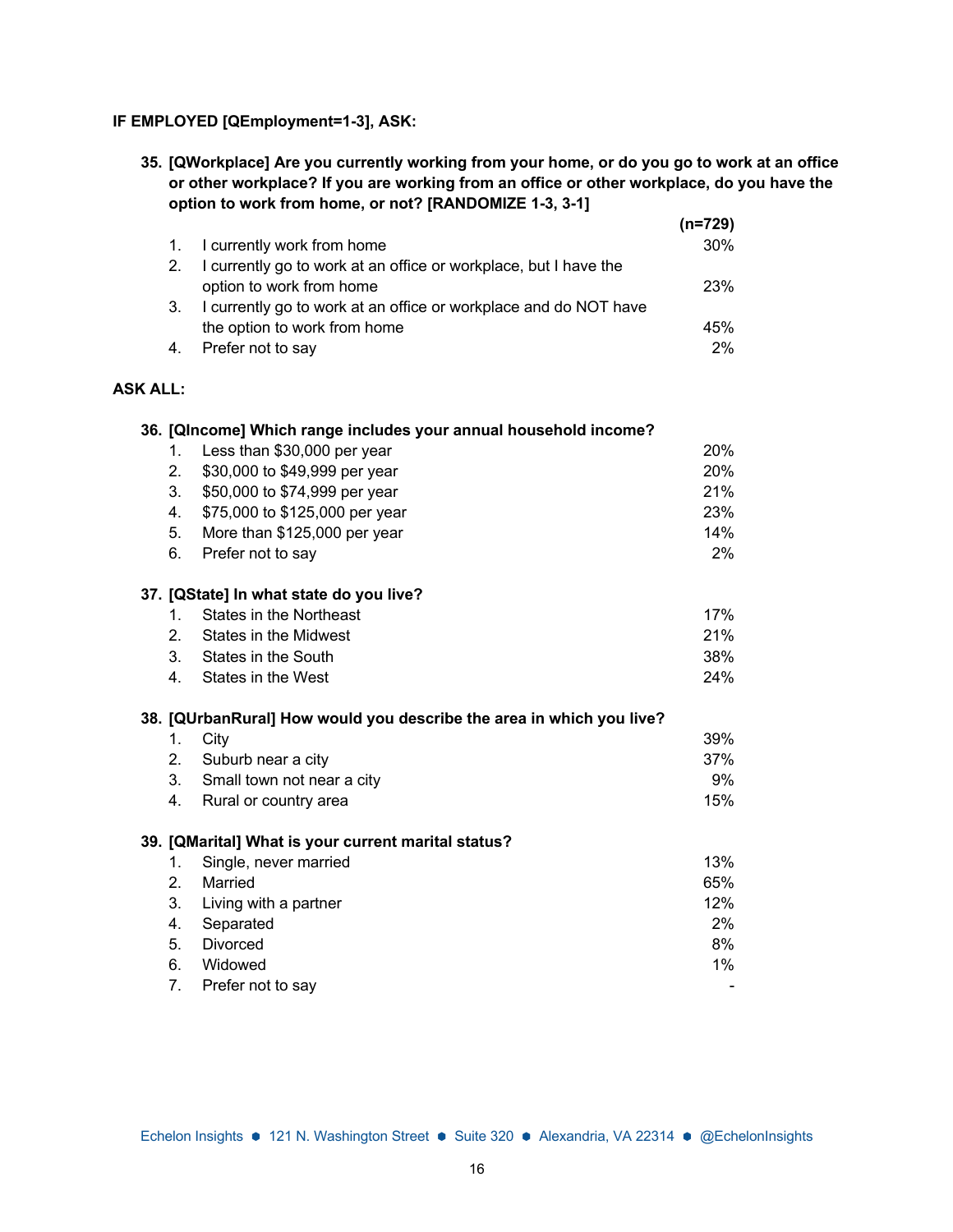**IF EMPLOYED [QEmployment=1-3], ASK:**

**35. [QWorkplace] Are you currently working from your home, or do you go to work at an office or other workplace? If you are working from an office or other workplace, do you have the option to work from home, or not? [RANDOMIZE 1-3, 3-1]**

| | | (n=729) |
|---|---|---|
| 1. | I currently work from home | 30% |
| 2. | I currently go to work at an office or workplace, but I have the option to work from home | 23% |
| 3. | I currently go to work at an office or workplace and do NOT have the option to work from home | 45% |
| 4. | Prefer not to say | 2% |

**ASK ALL:**

**36. [QIncome] Which range includes your annual household income?**

| | | |
|---|---|---|
| 1. | Less than $30,000 per year | 20% |
| 2. | $30,000 to $49,999 per year | 20% |
| 3. | $50,000 to $74,999 per year | 21% |
| 4. | $75,000 to $125,000 per year | 23% |
| 5. | More than $125,000 per year | 14% |
| 6. | Prefer not to say | 2% |

**37. [QState] In what state do you live?**

| | | |
|---|---|---|
| 1. | States in the Northeast | 17% |
| 2. | States in the Midwest | 21% |
| 3. | States in the South | 38% |
| 4. | States in the West | 24% |

**38. [QUrbanRural] How would you describe the area in which you live?**

| | | |
|---|---|---|
| 1. | City | 39% |
| 2. | Suburb near a city | 37% |
| 3. | Small town not near a city | 9% |
| 4. | Rural or country area | 15% |

**39. [QMarital] What is your current marital status?**

| | | |
|---|---|---|
| 1. | Single, never married | 13% |
| 2. | Married | 65% |
| 3. | Living with a partner | 12% |
| 4. | Separated | 2% |
| 5. | Divorced | 8% |
| 6. | Widowed | 1% |
| 7. | Prefer not to say | - |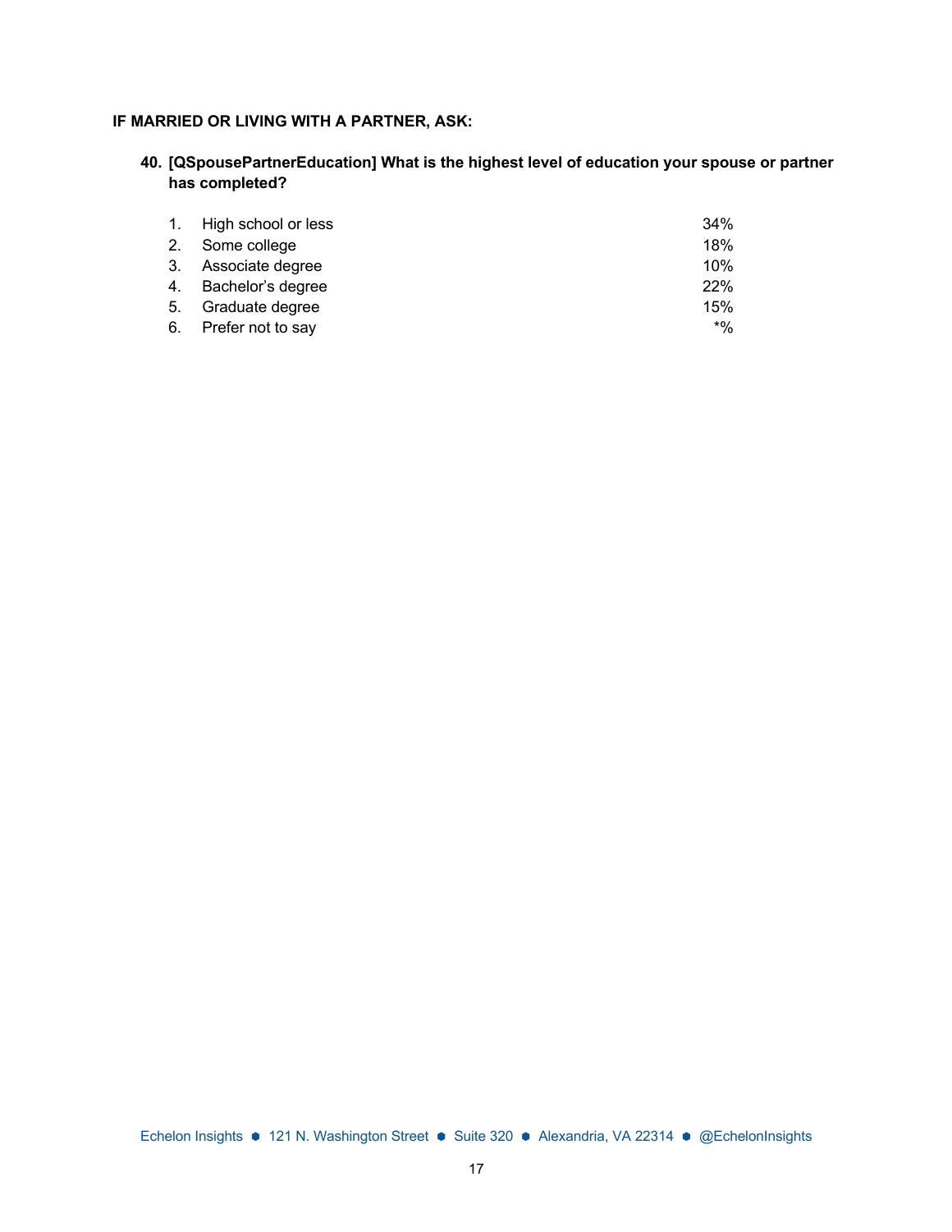**IF MARRIED OR LIVING WITH A PARTNER, ASK:**

**40. [QSpousePartnerEducation] What is the highest level of education your spouse or partner has completed?**

| | | |
|---|---|---|
| 1. | High school or less | 34% |
| 2. | Some college | 18% |
| 3. | Associate degree | 10% |
| 4. | Bachelor's degree | 22% |
| 5. | Graduate degree | 15% |
| 6. | Prefer not to say | *% |

Echelon Insights ● 121 N. Washington Street ● Suite 320 ● Alexandria, VA 22314 ● @EchelonInsights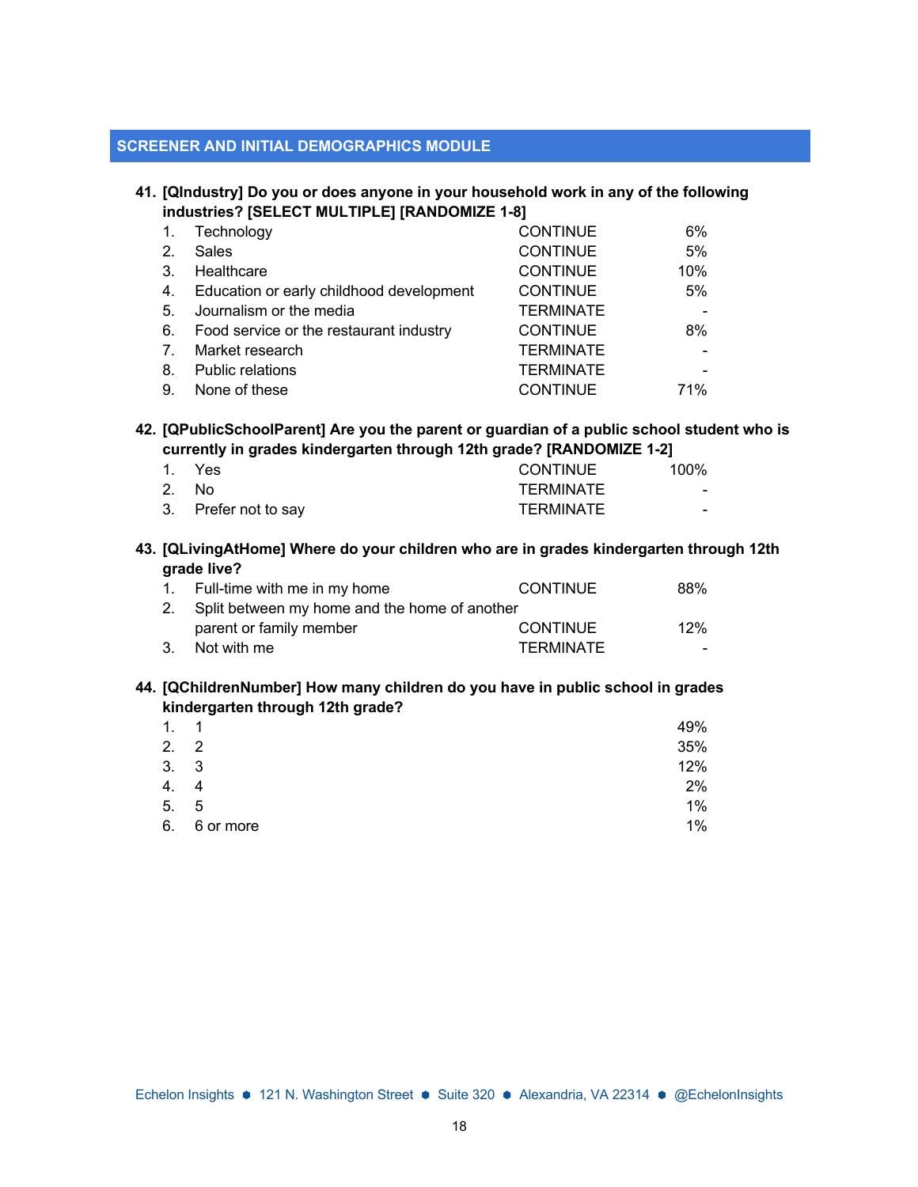## SCREENER AND INITIAL DEMOGRAPHICS MODULE

**41. [QIndustry] Do you or does anyone in your household work in any of the following industries? [SELECT MULTIPLE] [RANDOMIZE 1-8]**

| | | | |
|---|---|---|---|
| 1. | Technology | CONTINUE | 6% |
| 2. | Sales | CONTINUE | 5% |
| 3. | Healthcare | CONTINUE | 10% |
| 4. | Education or early childhood development | CONTINUE | 5% |
| 5. | Journalism or the media | TERMINATE | - |
| 6. | Food service or the restaurant industry | CONTINUE | 8% |
| 7. | Market research | TERMINATE | - |
| 8. | Public relations | TERMINATE | - |
| 9. | None of these | CONTINUE | 71% |

**42. [QPublicSchoolParent] Are you the parent or guardian of a public school student who is currently in grades kindergarten through 12th grade? [RANDOMIZE 1-2]**

| | | | |
|---|---|---|---|
| 1. | Yes | CONTINUE | 100% |
| 2. | No | TERMINATE | - |
| 3. | Prefer not to say | TERMINATE | - |

**43. [QLivingAtHome] Where do your children who are in grades kindergarten through 12th grade live?**

| | | | |
|---|---|---|---|
| 1. | Full-time with me in my home | CONTINUE | 88% |
| 2. | Split between my home and the home of another parent or family member | CONTINUE | 12% |
| 3. | Not with me | TERMINATE | - |

**44. [QChildrenNumber] How many children do you have in public school in grades kindergarten through 12th grade?**

| | | |
|---|---|---|
| 1. | 1 | 49% |
| 2. | 2 | 35% |
| 3. | 3 | 12% |
| 4. | 4 | 2% |
| 5. | 5 | 1% |
| 6. | 6 or more | 1% |

Echelon Insights ● 121 N. Washington Street ● Suite 320 ● Alexandria, VA 22314 ● @EchelonInsights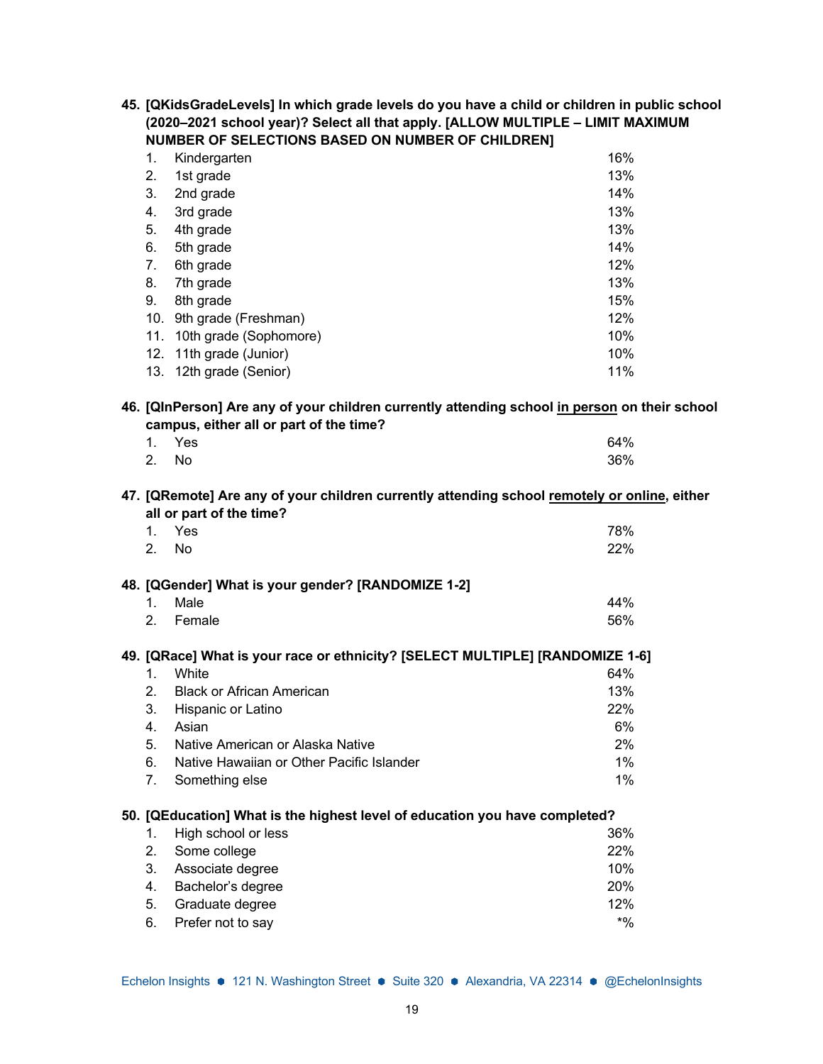**45. [QKidsGradeLevels] In which grade levels do you have a child or children in public school (2020–2021 school year)? Select all that apply. [ALLOW MULTIPLE – LIMIT MAXIMUM NUMBER OF SELECTIONS BASED ON NUMBER OF CHILDREN]**

| | | |
|---|---|---|
| 1. | Kindergarten | 16% |
| 2. | 1st grade | 13% |
| 3. | 2nd grade | 14% |
| 4. | 3rd grade | 13% |
| 5. | 4th grade | 13% |
| 6. | 5th grade | 14% |
| 7. | 6th grade | 12% |
| 8. | 7th grade | 13% |
| 9. | 8th grade | 15% |
| 10. | 9th grade (Freshman) | 12% |
| 11. | 10th grade (Sophomore) | 10% |
| 12. | 11th grade (Junior) | 10% |
| 13. | 12th grade (Senior) | 11% |

**46. [QInPerson] Are any of your children currently attending school in person on their school campus, either all or part of the time?**

| | | |
|---|---|---|
| 1. | Yes | 64% |
| 2. | No | 36% |

**47. [QRemote] Are any of your children currently attending school remotely or online, either all or part of the time?**

| | | |
|---|---|---|
| 1. | Yes | 78% |
| 2. | No | 22% |

**48. [QGender] What is your gender? [RANDOMIZE 1-2]**

| | | |
|---|---|---|
| 1. | Male | 44% |
| 2. | Female | 56% |

**49. [QRace] What is your race or ethnicity? [SELECT MULTIPLE] [RANDOMIZE 1-6]**

| | | |
|---|---|---|
| 1. | White | 64% |
| 2. | Black or African American | 13% |
| 3. | Hispanic or Latino | 22% |
| 4. | Asian | 6% |
| 5. | Native American or Alaska Native | 2% |
| 6. | Native Hawaiian or Other Pacific Islander | 1% |
| 7. | Something else | 1% |

**50. [QEducation] What is the highest level of education you have completed?**

| | | |
|---|---|---|
| 1. | High school or less | 36% |
| 2. | Some college | 22% |
| 3. | Associate degree | 10% |
| 4. | Bachelor's degree | 20% |
| 5. | Graduate degree | 12% |
| 6. | Prefer not to say | *% |

Echelon Insights ● 121 N. Washington Street ● Suite 320 ● Alexandria, VA 22314 ● @EchelonInsights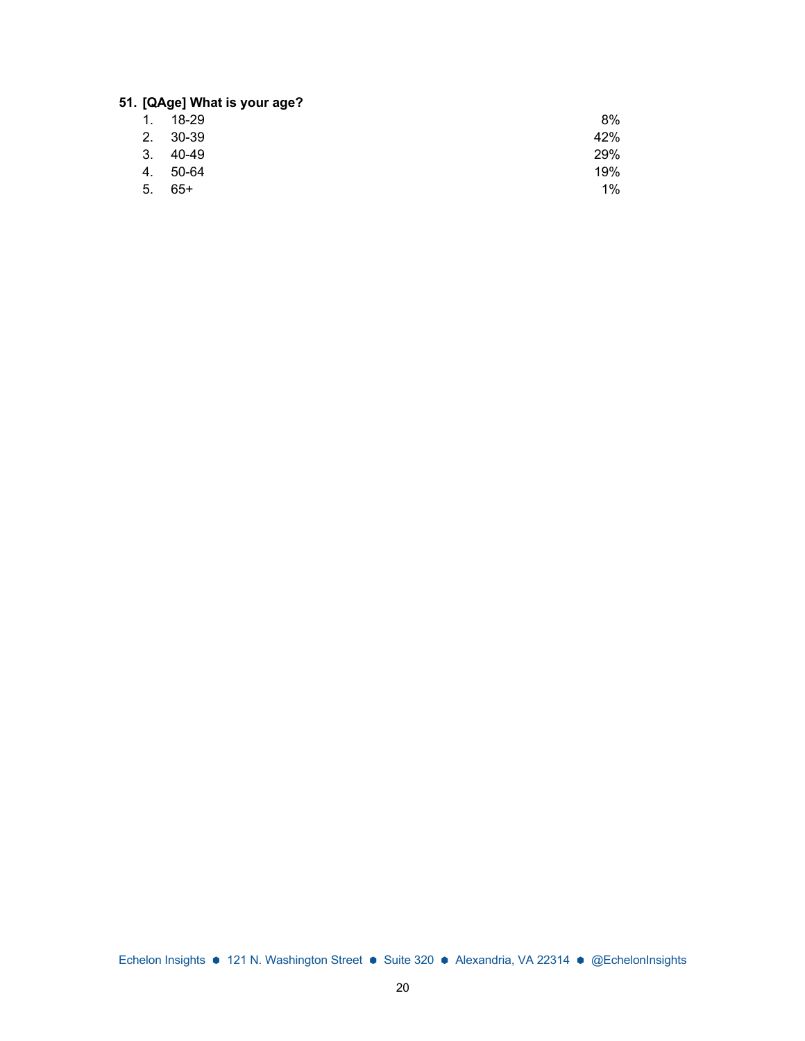**51. [QAge] What is your age?**

| | | |
|---|---|---|
| 1. | 18-29 | 8% |
| 2. | 30-39 | 42% |
| 3. | 40-49 | 29% |
| 4. | 50-64 | 19% |
| 5. | 65+ | 1% |